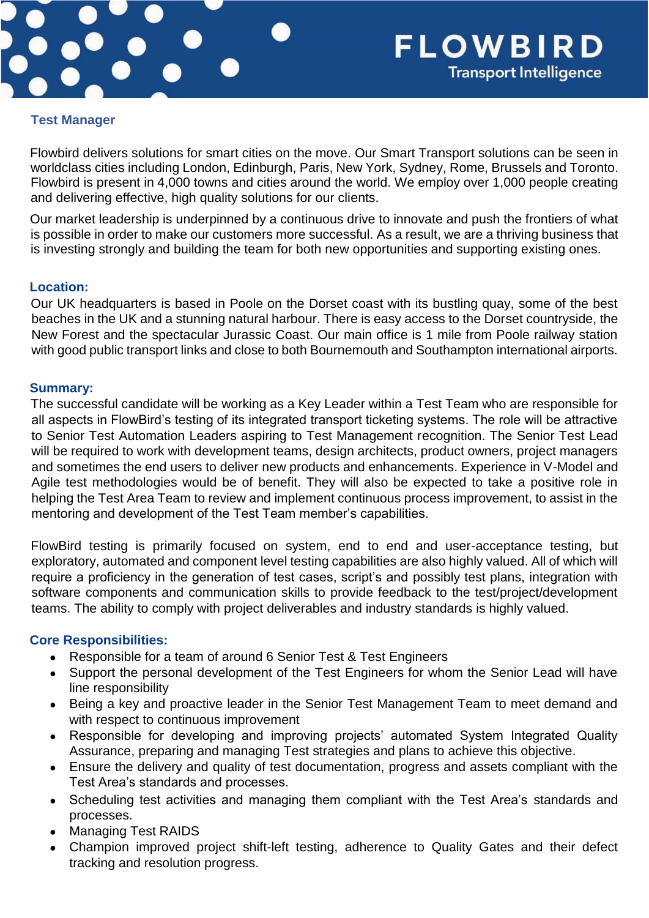FLOWBIRD
Transport Intelligence

## Test Manager

Flowbird delivers solutions for smart cities on the move. Our Smart Transport solutions can be seen in worldclass cities including London, Edinburgh, Paris, New York, Sydney, Rome, Brussels and Toronto. Flowbird is present in 4,000 towns and cities around the world. We employ over 1,000 people creating and delivering effective, high quality solutions for our clients.

Our market leadership is underpinned by a continuous drive to innovate and push the frontiers of what is possible in order to make our customers more successful. As a result, we are a thriving business that is investing strongly and building the team for both new opportunities and supporting existing ones.

### Location:

Our UK headquarters is based in Poole on the Dorset coast with its bustling quay, some of the best beaches in the UK and a stunning natural harbour. There is easy access to the Dorset countryside, the New Forest and the spectacular Jurassic Coast. Our main office is 1 mile from Poole railway station with good public transport links and close to both Bournemouth and Southampton international airports.

### Summary:

The successful candidate will be working as a Key Leader within a Test Team who are responsible for all aspects in FlowBird's testing of its integrated transport ticketing systems. The role will be attractive to Senior Test Automation Leaders aspiring to Test Management recognition. The Senior Test Lead will be required to work with development teams, design architects, product owners, project managers and sometimes the end users to deliver new products and enhancements. Experience in V-Model and Agile test methodologies would be of benefit. They will also be expected to take a positive role in helping the Test Area Team to review and implement continuous process improvement, to assist in the mentoring and development of the Test Team member's capabilities.

FlowBird testing is primarily focused on system, end to end and user-acceptance testing, but exploratory, automated and component level testing capabilities are also highly valued. All of which will require a proficiency in the generation of test cases, script's and possibly test plans, integration with software components and communication skills to provide feedback to the test/project/development teams. The ability to comply with project deliverables and industry standards is highly valued.

### Core Responsibilities:

- Responsible for a team of around 6 Senior Test & Test Engineers
- Support the personal development of the Test Engineers for whom the Senior Lead will have line responsibility
- Being a key and proactive leader in the Senior Test Management Team to meet demand and with respect to continuous improvement
- Responsible for developing and improving projects' automated System Integrated Quality Assurance, preparing and managing Test strategies and plans to achieve this objective.
- Ensure the delivery and quality of test documentation, progress and assets compliant with the Test Area's standards and processes.
- Scheduling test activities and managing them compliant with the Test Area's standards and processes.
- Managing Test RAIDS
- Champion improved project shift-left testing, adherence to Quality Gates and their defect tracking and resolution progress.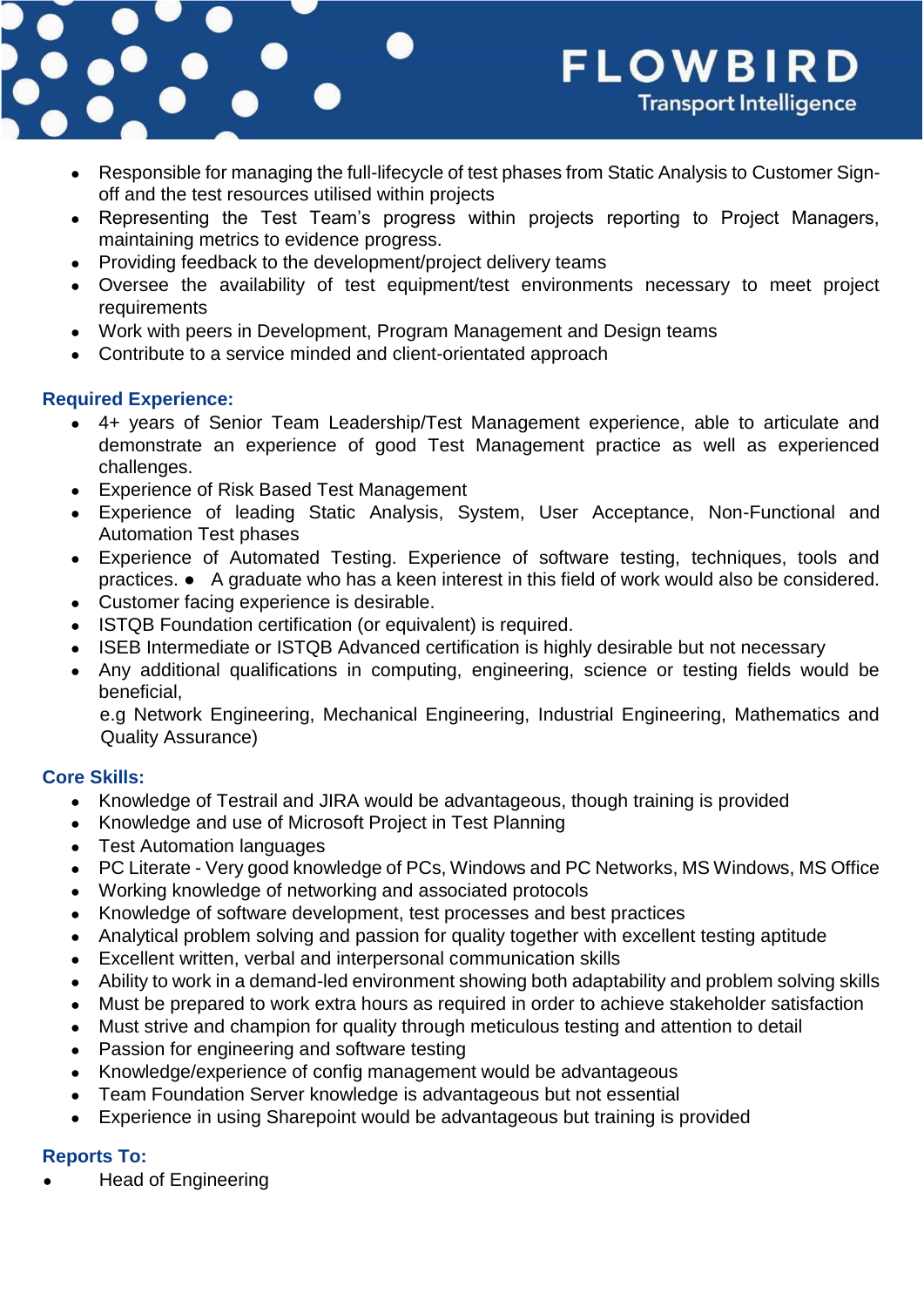- Responsible for managing the full-lifecycle of test phases from Static Analysis to Customer Sign-off and the test resources utilised within projects
- Representing the Test Team's progress within projects reporting to Project Managers, maintaining metrics to evidence progress.
- Providing feedback to the development/project delivery teams
- Oversee the availability of test equipment/test environments necessary to meet project requirements
- Work with peers in Development, Program Management and Design teams
- Contribute to a service minded and client-orientated approach

**Required Experience:**

- 4+ years of Senior Team Leadership/Test Management experience, able to articulate and demonstrate an experience of good Test Management practice as well as experienced challenges.
- Experience of Risk Based Test Management
- Experience of leading Static Analysis, System, User Acceptance, Non-Functional and Automation Test phases
- Experience of Automated Testing. Experience of software testing, techniques, tools and practices. ● A graduate who has a keen interest in this field of work would also be considered.
- Customer facing experience is desirable.
- ISTQB Foundation certification (or equivalent) is required.
- ISEB Intermediate or ISTQB Advanced certification is highly desirable but not necessary
- Any additional qualifications in computing, engineering, science or testing fields would be beneficial,
  e.g Network Engineering, Mechanical Engineering, Industrial Engineering, Mathematics and Quality Assurance)

**Core Skills:**

- Knowledge of Testrail and JIRA would be advantageous, though training is provided
- Knowledge and use of Microsoft Project in Test Planning
- Test Automation languages
- PC Literate - Very good knowledge of PCs, Windows and PC Networks, MS Windows, MS Office
- Working knowledge of networking and associated protocols
- Knowledge of software development, test processes and best practices
- Analytical problem solving and passion for quality together with excellent testing aptitude
- Excellent written, verbal and interpersonal communication skills
- Ability to work in a demand-led environment showing both adaptability and problem solving skills
- Must be prepared to work extra hours as required in order to achieve stakeholder satisfaction
- Must strive and champion for quality through meticulous testing and attention to detail
- Passion for engineering and software testing
- Knowledge/experience of config management would be advantageous
- Team Foundation Server knowledge is advantageous but not essential
- Experience in using Sharepoint would be advantageous but training is provided

**Reports To:**

- Head of Engineering